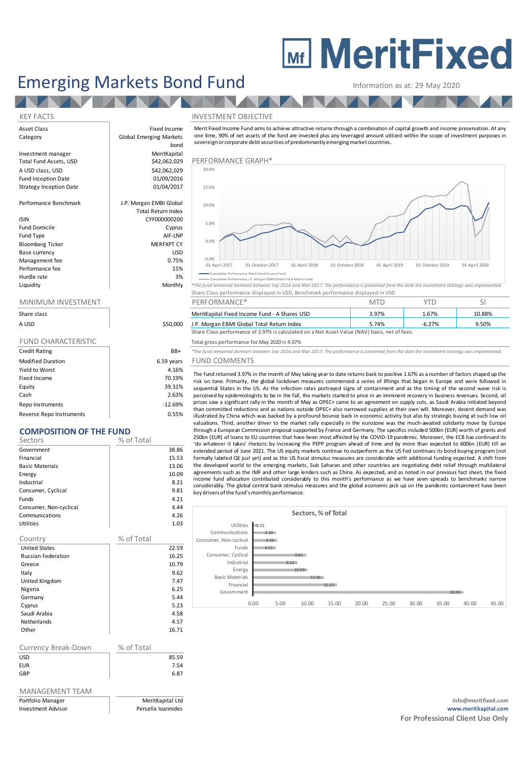# MeritFixed

# Emerging Markets Bond Fund

Information as at: 29 May 2020

## KEY FACTS

| | |
|---|---|
| Asset Class | Fixed Income |
| Category | Global Emerging Markets bond |
| Investment manager | MeritKapital |
| Total Fund Assets, USD | $42,062,029 |
| A USD class, USD | $42,062,029 |
| Fund Inception Date | 01/09/2016 |
| Strategy Inception Date | 01/04/2017 |
| Performance Benchmark | J.P. Morgan EMBI Global Total Return Index |
| ISIN | CYF000000200 |
| Fund Domicile | Cyprus |
| Fund Type | AIF-LNP |
| Bloomberg Ticker | MERFXPT CY |
| Base currency | USD |
| Management fee | 0.75% |
| Performance fee | 15% |
| Hurdle rate | 3% |
| Liquidity | Monthly |

## MINIMUM INVESTMENT

| Share class | |
|---|---|
| A USD | $50,000 |

## FUND CHARACTERISTIC

| | |
|---|---|
| Credit Rating | BB+ |
| Modified Duration | 6.59 years |
| Yield to Worst | 4.16% |
| Fixed Income | 70.19% |
| Equity | 39.31% |
| Cash | 2.63% |
| Repo Instruments | -12.69% |
| Reverse Repo Instruments | 0.55% |

## COMPOSITION OF THE FUND

| Sectors | % of Total |
|---|---|
| Government | 38.86 |
| Financial | 15.53 |
| Basic Materials | 13.06 |
| Energy | 10.09 |
| Industrial | 8.21 |
| Consumer, Cyclical | 9.81 |
| Funds | 4.21 |
| Consumer, Non-cyclical | 4.44 |
| Communications | 4.26 |
| Utilities | 1.03 |

| Country | % of Total |
|---|---|
| United States | 22.59 |
| Russian Federation | 16.25 |
| Greece | 10.79 |
| Italy | 9.62 |
| United Kingdom | 7.47 |
| Nigeria | 6.25 |
| Germany | 5.44 |
| Cyprus | 5.23 |
| Saudi Arabia | 4.58 |
| Netherlands | 4.57 |
| Other | 16.71 |

| Currency Break-Down | % of Total |
|---|---|
| USD | 85.59 |
| EUR | 7.54 |
| GBP | 6.87 |

## MANAGEMENT TEAM

| | |
|---|---|
| Portfolio Manager | MeritKapital Ltd |
| Investment Advisor | Persella Ioannides |

## INVESTMENT OBJECTIVE

Merit Fixed Income Fund aims to achieve attractive returns through a combination of capital growth and income preservation. At any one time, 90% of net assets of the fund are invested plus any leveraged amount utilized within the scope of investment purposes in sovereign or corporate debt securities of predominantly emerging market countries.

## PERFORMANCE GRAPH*

Legend: Cumulative Performance, Merit Fixed Income Fund; Cumulative Performance, J.P. Morgan EMBI Global Total Return Index

*The fund remained dormant between Sep 2016 and Mar 2017. The performance is presented from the date the investment strategy was implemented.

Share Class performance displayed in USD, Benchmark performance displayed in USD

| PERFORMANCE* | MTD | YTD | SI |
|---|---|---|---|
| MeritKapital Fixed Income Fund - A Shares USD | 3.97% | 1.67% | 10.88% |
| J.P. Morgan EBMI Global Total Return Index | 5.74% | -6.27% | 9.50% |

Share Class performance of 3.97% is calculated on a Net Asset Value (NAV) basis, net of fees.

Total gross performance for May 2020 is 4.07%

*The fund remained dormant between Sep 2016 and Mar 2017. The performance is presented from the date the investment strategy was implemented.

## FUND COMMENTS

The fund returned 3.97% in the month of May taking year to date returns back to positive 1.67% as a number of factors shaped up the risk on tone. Primarily, the global lockdown measures commenced a series of liftings that began in Europe and were followed in sequential States in the US. As the infection rates portrayed signs of containment and as the timing of the second wave risk is perceived by epidemiologists to be in the fall, the markets started to price in an imminent recovery in business revenues. Second, oil prices saw a significant rally in the month of May as OPEC+ came to an agreement on supply cuts, as Saudi Arabia initiated beyond than committed reductions and as nations outside OPEC+ also narrowed supplies at their own will. Moreover, decent demand was illustrated by China which was backed by a profound bounce back in economic activity but also by strategic buying at such low oil valuations. Third, another driver to the market rally especially in the eurozone was the much-awaited solidarity move by Europe through a European Commission proposal supported by France and Germany. The specifics included 500bn (EUR) worth of grants and 250bn (EUR) of loans to EU countries that have been most affected by the COVID-19 pandemic. Moreover, the ECB has continued its 'do whatever it takes' rhetoric by increasing the PEPP program ahead of time and by more than expected to 600bn (EUR) till an extended period of June 2021. The US equity markets continue to outperform as the US Fed continues its bond buying program (not formally labeled QE just yet) and as the US fiscal stimulus measures are considerable with additional funding expected. A shift from the developed world to the emerging markets, Sub Saharan and other countries are negotiating debt relief through multilateral agreements such as the IMF and other large lenders such as China. As expected, and as noted in our previous fact sheet, the fixed income fund allocation contributed considerably to this month's performance as we have seen spreads to benchmarks narrow considerably. The global central bank stimulus measures and the global economic pick up on the pandemic containment have been key drivers of the fund's monthly performance.

**Sectors, % of Total**

| Sector | % of Total |
|---|---|
| Utilities | 1.03 |
| Communications | 4.26 |
| Consumer, Non-cyclical | 4.44 |
| Funds | 4.21 |
| Consumer, Cyclical | 9.81 |
| Industrial | 8.21 |
| Energy | 10.09 |
| Basic Materials | 13.06 |
| Financial | 15.53 |
| Government | 38.86 |

info@meritfixed.com
www.meritkapital.com
**For Professional Client Use Only**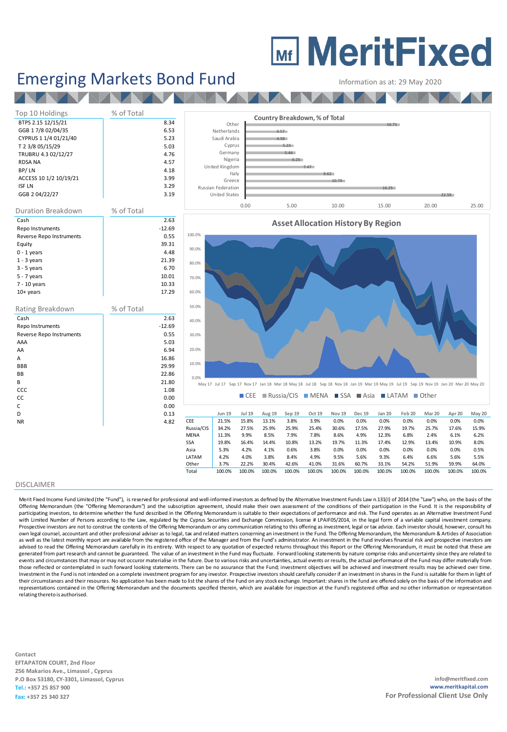# MeritFixed

## Emerging Markets Bond Fund

Information as at: 29 May 2020

| Top 10 Holdings | % of Total |
|---|---|
| BTPS 2.15 12/15/21 | 8.34 |
| GGB 1 7/8 02/04/35 | 6.53 |
| CYPRUS 1 1/4 01/21/40 | 5.23 |
| T 2 3/8 05/15/29 | 5.03 |
| TRUBRU 4.3 02/12/27 | 4.76 |
| RDSA NA | 4.57 |
| BP/ LN | 4.18 |
| ACCESS 10 1/2 10/19/21 | 3.99 |
| ISF LN | 3.29 |
| GGB 2 04/22/27 | 3.19 |

| Duration Breakdown | % of Total |
|---|---|
| Cash | 2.63 |
| Repo Instruments | -12.69 |
| Reverse Repo Instruments | 0.55 |
| Equity | 39.31 |
| 0 - 1 years | 4.48 |
| 1 - 3 years | 21.39 |
| 3 - 5 years | 6.70 |
| 5 - 7 years | 10.01 |
| 7 - 10 years | 10.33 |
| 10+ years | 17.29 |

| Rating Breakdown | % of Total |
|---|---|
| Cash | 2.63 |
| Repo Instruments | -12.69 |
| Reverse Repo Instruments | 0.55 |
| AAA | 5.03 |
| AA | 6.94 |
| A | 16.86 |
| BBB | 29.99 |
| BB | 22.86 |
| B | 21.80 |
| CCC | 1.08 |
| CC | 0.00 |
| C | 0.00 |
| D | 0.13 |
| NR | 4.82 |

Country Breakdown, % of Total

Other 16.71
Netherlands 4.57
Saudi Arabia 4.58
Cyprus 5.23
Germany 5.44
Nigeria 6.25
United Kingdom 7.47
Italy 9.62
Greece 10.79
Russian Federation 16.25
United States 22.59

0.00 5.00 10.00 15.00 20.00 25.00

Asset Allocation History By Region

100.0% 90.0% 80.0% 70.0% 60.0% 50.0% 40.0% 30.0% 20.0% 10.0% 0.0%

May 17 Jul 17 Sep 17 Nov 17 Jan 18 Mar 18 May 18 Jul 18 Sep 18 Nov 18 Jan 19 Mar 19 May 19 Jul 19 Sep 19 Nov 19 Jan 20 Mar 20 May 20

CEE Russia/CIS MENA SSA Asia LATAM Other

| | Jun 19 | Jul 19 | Aug 19 | Sep 19 | Oct 19 | Nov 19 | Dec 19 | Jan 20 | Feb 20 | Mar 20 | Apr 20 | May 20 |
|---|---|---|---|---|---|---|---|---|---|---|---|---|
| CEE | 21.5% | 15.8% | 13.1% | 3.8% | 3.9% | 0.0% | 0.0% | 0.0% | 0.0% | 0.0% | 0.0% | 0.0% |
| Russia/CIS | 34.2% | 27.5% | 25.9% | 25.9% | 25.4% | 30.6% | 17.5% | 27.9% | 19.7% | 25.7% | 17.6% | 15.9% |
| MENA | 11.3% | 9.9% | 8.5% | 7.9% | 7.8% | 8.6% | 4.9% | 12.3% | 6.8% | 2.4% | 6.1% | 6.2% |
| SSA | 19.8% | 16.4% | 14.4% | 10.8% | 13.2% | 19.7% | 11.3% | 17.4% | 12.9% | 13.4% | 10.9% | 8.0% |
| Asia | 5.3% | 4.2% | 4.1% | 0.6% | 3.8% | 0.0% | 0.0% | 0.0% | 0.0% | 0.0% | 0.0% | 0.5% |
| LATAM | 4.2% | 4.0% | 3.8% | 8.4% | 4.9% | 9.5% | 5.6% | 9.3% | 6.4% | 6.6% | 5.6% | 5.5% |
| Other | 3.7% | 22.2% | 30.4% | 42.6% | 41.0% | 31.6% | 60.7% | 33.1% | 54.2% | 51.9% | 59.9% | 64.0% |
| Total | 100.0% | 100.0% | 100.0% | 100.0% | 100.0% | 100.0% | 100.0% | 100.0% | 100.0% | 100.0% | 100.0% | 100.0% |

## DISCLAIMER

Merit Fixed Income Fund Limited (the "Fund"), is reserved for professional and well-informed investors as defined by the Alternative Investment Funds Law n.131(I) of 2014 (the "Law") who, on the basis of the Offering Memorandum (the "Offering Memorandum") and the subscription agreement, should make their own assessment of the conditions of their participation in the Fund. It is the responsibility of participating investors, to determine whether the fund described in the Offering Memorandum is suitable to their expectations of performance and risk. The Fund operates as an Alternative Investment Fund with Limited Number of Persons according to the Law, regulated by the Cyprus Securities and Exchange Commission, license # LPAIF05/2014, in the legal form of a variable capital investment company. Prospective investors are not to construe the contents of the Offering Memorandum or any communication relating to this offering as investment, legal or tax advice. Each investor should, however, consult his own legal counsel, accountant and other professional adviser as to legal, tax and related matters concerning an investment in the Fund. The Offering Memorandum, the Memorandum & Artides of Association as well as the latest monthly report are available from the registered office of the Manager and from the Fund's administrator. An investment in the Fund involves financial risk and prospective investors are advised to read the Offering Memorandum carefully in its entirety. With respect to any quotation of expected returns throughout this Report or the Offering Memorandum, it must be noted that these are generated from part research and cannot be guaranteed. The value of an investment in the Fund may fluctuate. Forward looking statements by nature comprise risks and uncertainty since they are related to events and circumstances that may or may not occurr materialise in the future. Due to various risks and uncertainties, actual events or results, the actual performance of the Fund may differ materially from those reflected or contemplated in such forward looking statements. There can be no assurance that the Fund; investment objectives will be achieved and investment results may be achieved over time. Investment in the Fund is not intended on a complete investment program for any investor. Prospective investors should carefully consider if an investment in shares in the Fund is suitable for them in light of their circumstances and their resources. No application has been made to list the shares of the Fund on any stock exchange. Important: shares in the fund are offered solely on the basis of the information and representations contained in the Offering Memorandum and the documents specified therein, which are available for inspection at the Fund's registered office and no other information or representation relating thereto is authorised.

**Contact**
**EFTAPATON COURT, 2nd Floor**
**256 Makarios Ave., Limassol , Cyprus**
**P.O Box 53180, CY-3301, Limassol, Cyprus**
**Tel.: +357 25 857 900**
**Fax: +357 25 340 327**

**info@meritfixed.com**
**www.meritkapital.com**
**For Professional Client Use Only**